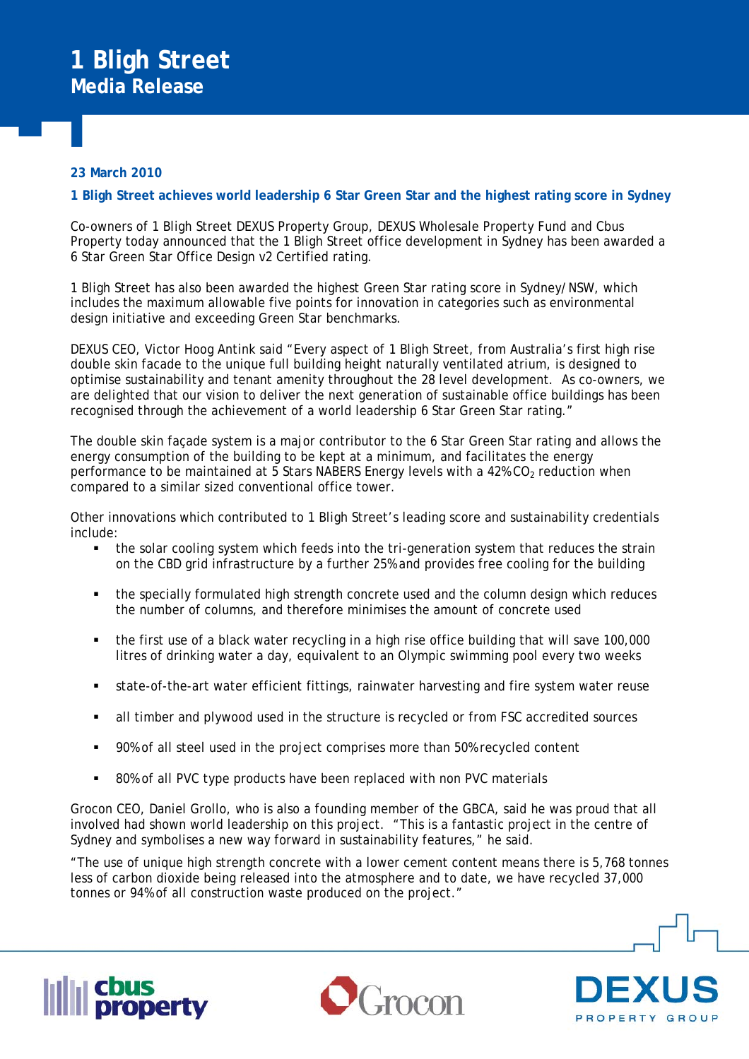# 1 Bligh Street
## Media Release

**23 March 2010**

**1 Bligh Street achieves world leadership 6 Star Green Star and the highest rating score in Sydney**

Co-owners of 1 Bligh Street DEXUS Property Group, DEXUS Wholesale Property Fund and Cbus Property today announced that the 1 Bligh Street office development in Sydney has been awarded a 6 Star Green Star Office Design v2 Certified rating.

1 Bligh Street has also been awarded the highest Green Star rating score in Sydney/NSW, which includes the maximum allowable five points for innovation in categories such as environmental design initiative and exceeding Green Star benchmarks.

DEXUS CEO, Victor Hoog Antink said "Every aspect of 1 Bligh Street, from Australia's first high rise double skin facade to the unique full building height naturally ventilated atrium, is designed to optimise sustainability and tenant amenity throughout the 28 level development. As co-owners, we are delighted that our vision to deliver the next generation of sustainable office buildings has been recognised through the achievement of a world leadership 6 Star Green Star rating."

The double skin façade system is a major contributor to the 6 Star Green Star rating and allows the energy consumption of the building to be kept at a minimum, and facilitates the energy performance to be maintained at 5 Stars NABERS Energy levels with a 42% $CO_2$ reduction when compared to a similar sized conventional office tower.

Other innovations which contributed to 1 Bligh Street's leading score and sustainability credentials include:

- the solar cooling system which feeds into the tri-generation system that reduces the strain on the CBD grid infrastructure by a further 25% and provides free cooling for the building
- the specially formulated high strength concrete used and the column design which reduces the number of columns, and therefore minimises the amount of concrete used
- the first use of a black water recycling in a high rise office building that will save 100,000 litres of drinking water a day, equivalent to an Olympic swimming pool every two weeks
- state-of-the-art water efficient fittings, rainwater harvesting and fire system water reuse
- all timber and plywood used in the structure is recycled or from FSC accredited sources
- 90% of all steel used in the project comprises more than 50% recycled content
- 80% of all PVC type products have been replaced with non PVC materials

Grocon CEO, Daniel Grollo, who is also a founding member of the GBCA, said he was proud that all involved had shown world leadership on this project. "This is a fantastic project in the centre of Sydney and symbolises a new way forward in sustainability features," he said.

"The use of unique high strength concrete with a lower cement content means there is 5,768 tonnes less of carbon dioxide being released into the atmosphere and to date, we have recycled 37,000 tonnes or 94% of all construction waste produced on the project."

cbus property | Grocon | DEXUS PROPERTY GROUP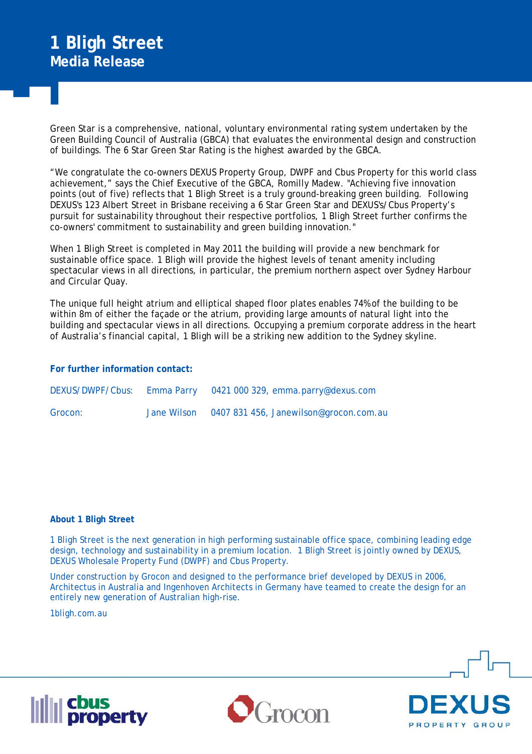# 1 Bligh Street
## Media Release

Green Star is a comprehensive, national, voluntary environmental rating system undertaken by the Green Building Council of Australia (GBCA) that evaluates the environmental design and construction of buildings. The 6 Star Green Star Rating is the highest awarded by the GBCA.

"We congratulate the co-owners DEXUS Property Group, DWPF and Cbus Property for this world class achievement," says the Chief Executive of the GBCA, Romilly Madew. "Achieving five innovation points (out of five) reflects that 1 Bligh Street is a truly ground-breaking green building. Following DEXUS's 123 Albert Street in Brisbane receiving a 6 Star Green Star and DEXUS's/Cbus Property's pursuit for sustainability throughout their respective portfolios, 1 Bligh Street further confirms the co-owners' commitment to sustainability and green building innovation."

When 1 Bligh Street is completed in May 2011 the building will provide a new benchmark for sustainable office space. 1 Bligh will provide the highest levels of tenant amenity including spectacular views in all directions, in particular, the premium northern aspect over Sydney Harbour and Circular Quay.

The unique full height atrium and elliptical shaped floor plates enables 74% of the building to be within 8m of either the façade or the atrium, providing large amounts of natural light into the building and spectacular views in all directions. Occupying a premium corporate address in the heart of Australia's financial capital, 1 Bligh will be a striking new addition to the Sydney skyline.

**For further information contact:**

| | | |
|---|---|---|
| DEXUS/DWPF/Cbus: | Emma Parry | 0421 000 329, emma.parry@dexus.com |
| Grocon: | Jane Wilson | 0407 831 456, Janewilson@grocon.com.au |

**About 1 Bligh Street**

1 Bligh Street is the next generation in high performing sustainable office space, combining leading edge design, technology and sustainability in a premium location. 1 Bligh Street is jointly owned by DEXUS, DEXUS Wholesale Property Fund (DWPF) and Cbus Property.

Under construction by Grocon and designed to the performance brief developed by DEXUS in 2006, Architectus in Australia and Ingenhoven Architects in Germany have teamed to create the design for an entirely new generation of Australian high-rise.

1bligh.com.au

cbus property | Grocon | DEXUS PROPERTY GROUP